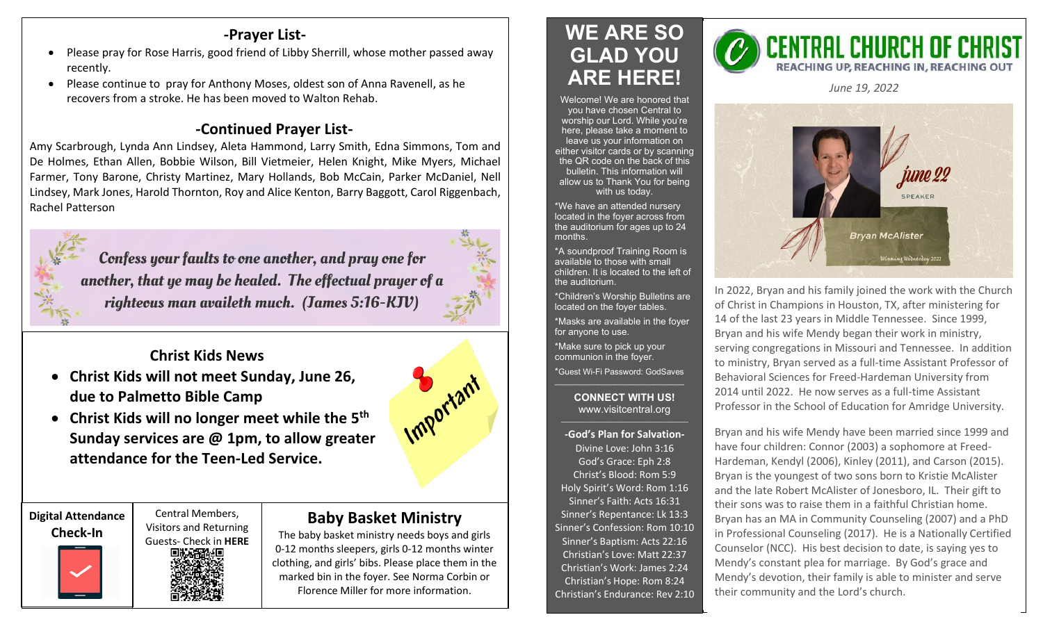## -Prayer List-

- Please pray for Rose Harris, good friend of Libby Sherrill, whose mother passed away recently.
- Please continue to pray for Anthony Moses, oldest son of Anna Ravenell, as he recovers from a stroke. He has been moved to Walton Rehab.

## -Continued Prayer List-

Amy Scarbrough, Lynda Ann Lindsey, Aleta Hammond, Larry Smith, Edna Simmons, Tom and De Holmes, Ethan Allen, Bobbie Wilson, Bill Vietmeier, Helen Knight, Mike Myers, Michael Farmer, Tony Barone, Christy Martinez, Mary Hollands, Bob McCain, Parker McDaniel, Nell Lindsey, Mark Jones, Harold Thornton, Roy and Alice Kenton, Barry Baggott, Carol Riggenbach, Rachel Patterson

*Confess your faults to one another, and pray one for another, that ye may be healed. The effectual prayer of a righteous man availeth much. (James 5:16-KJV)*

## Christ Kids News

- **Christ Kids will not meet Sunday, June 26, due to Palmetto Bible Camp**
- **Christ Kids will no longer meet while the 5th Sunday services are @ 1pm, to allow greater attendance for the Teen-Led Service.**

Important

**Digital Attendance Check-In**

Central Members, Visitors and Returning Guests- Check in **HERE**

## Baby Basket Ministry

The baby basket ministry needs boys and girls 0-12 months sleepers, girls 0-12 months winter clothing, and girls' bibs. Please place them in the marked bin in the foyer. See Norma Corbin or Florence Miller for more information.

# WE ARE SO GLAD YOU ARE HERE!

Welcome! We are honored that you have chosen Central to worship our Lord. While you're here, please take a moment to leave us your information on either visitor cards or by scanning the QR code on the back of this bulletin. This information will allow us to Thank You for being with us today.

*We have an attended nursery located in the foyer across from the auditorium for ages up to 24 months.

*A soundproof Training Room is available to those with small children. It is located to the left of the auditorium.

*Children's Worship Bulletins are located on the foyer tables.

*Masks are available in the foyer for anyone to use.

*Make sure to pick up your communion in the foyer.

*Guest Wi-Fi Password: GodSaves

**CONNECT WITH US!**
www.visitcentral.org

**-God's Plan for Salvation-**

Divine Love: John 3:16
God's Grace: Eph 2:8
Christ's Blood: Rom 5:9
Holy Spirit's Word: Rom 1:16
Sinner's Faith: Acts 16:31
Sinner's Repentance: Lk 13:3
Sinner's Confession: Rom 10:10
Sinner's Baptism: Acts 22:16
Christian's Love: Matt 22:37
Christian's Work: James 2:24
Christian's Hope: Rom 8:24
Christian's Endurance: Rev 2:10

# CENTRAL CHURCH OF CHRIST

**REACHING UP, REACHING IN, REACHING OUT**

*June 19, 2022*

june 22
SPEAKER
Bryan McAlister
Winning Wednesday 2022

In 2022, Bryan and his family joined the work with the Church of Christ in Champions in Houston, TX, after ministering for 14 of the last 23 years in Middle Tennessee. Since 1999, Bryan and his wife Mendy began their work in ministry, serving congregations in Missouri and Tennessee. In addition to ministry, Bryan served as a full-time Assistant Professor of Behavioral Sciences for Freed-Hardeman University from 2014 until 2022. He now serves as a full-time Assistant Professor in the School of Education for Amridge University.

Bryan and his wife Mendy have been married since 1999 and have four children: Connor (2003) a sophomore at Freed-Hardeman, Kendyl (2006), Kinley (2011), and Carson (2015). Bryan is the youngest of two sons born to Kristie McAlister and the late Robert McAlister of Jonesboro, IL. Their gift to their sons was to raise them in a faithful Christian home. Bryan has an MA in Community Counseling (2007) and a PhD in Professional Counseling (2017). He is a Nationally Certified Counselor (NCC). His best decision to date, is saying yes to Mendy's constant plea for marriage. By God's grace and Mendy's devotion, their family is able to minister and serve their community and the Lord's church.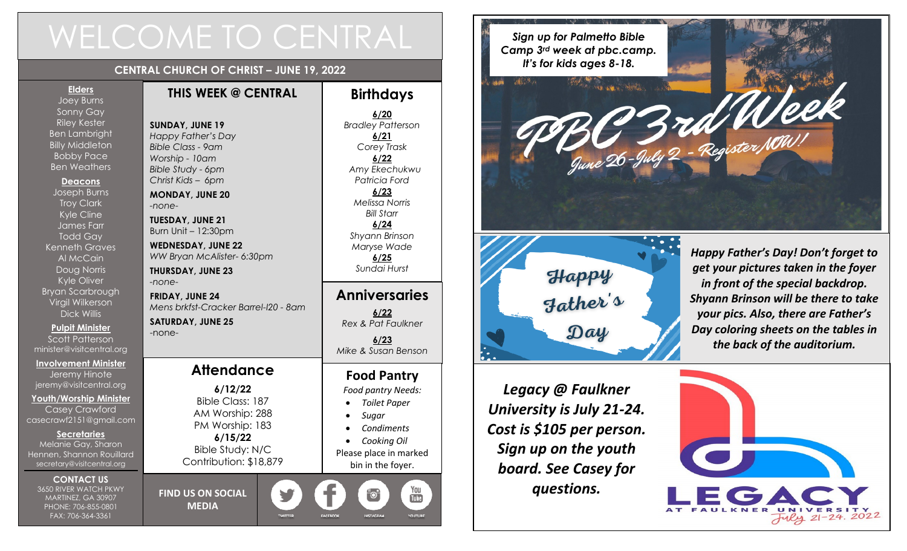# WELCOME TO CENTRAL

## CENTRAL CHURCH OF CHRIST – JUNE 19, 2022

**Elders**
Joey Burns
Sonny Gay
Riley Kester
Ben Lambright
Billy Middleton
Bobby Pace
Ben Weathers

**Deacons**
Joseph Burns
Troy Clark
Kyle Cline
James Farr
Todd Gay
Kenneth Graves
Al McCain
Doug Norris
Kyle Oliver
Bryan Scarbrough
Virgil Wilkerson
Dick Willis

**Pulpit Minister**
Scott Patterson
minister@visitcentral.org

**Involvement Minister**
Jeremy Hinote
jeremy@visitcentral.org

**Youth/Worship Minister**
Casey Crawford
casecrawf2151@gmail.com

**Secretaries**
Melanie Gay, Sharon Hennen, Shannon Rouillard
secretary@visitcentral.org

**CONTACT US**
3650 RIVER WATCH PKWY
MARTINEZ, GA 30907
PHONE: 706-855-0801
FAX: 706-364-3361

## THIS WEEK @ CENTRAL

**SUNDAY, JUNE 19**
*Happy Father's Day*
*Bible Class - 9am*
*Worship - 10am*
*Bible Study - 6pm*
*Christ Kids – 6pm*

**MONDAY, JUNE 20**
*-none-*

**TUESDAY, JUNE 21**
Burn Unit – 12:30pm

**WEDNESDAY, JUNE 22**
*WW Bryan McAlister- 6:30pm*

**THURSDAY, JUNE 23**
*-none-*

**FRIDAY, JUNE 24**
*Mens brkfst-Cracker Barrel-I20 - 8am*

**SATURDAY, JUNE 25**
-none-

## Birthdays

**6/20**
*Bradley Patterson*
**6/21**
*Corey Trask*
**6/22**
*Amy Ekechukwu*
*Patricia Ford*
**6/23**
*Melissa Norris*
*Bill Starr*
**6/24**
*Shyann Brinson*
*Maryse Wade*
**6/25**
*Sundai Hurst*

## Anniversaries

**6/22**
*Rex & Pat Faulkner*

**6/23**
*Mike & Susan Benson*

## Attendance

**6/12/22**
Bible Class: 187
AM Worship: 288
PM Worship: 183
**6/15/22**
Bible Study: N/C
Contribution: $18,879

## Food Pantry

*Food pantry Needs:*

- *Toilet Paper*
- *Sugar*
- *Condiments*
- *Cooking Oil*

Please place in marked bin in the foyer.

**FIND US ON SOCIAL MEDIA**

TWITTER FACEBOOK INSTAGRAM YOUTUBE

*Sign up for Palmetto Bible Camp 3rd week at pbc.camp. It's for kids ages 8-18.*

PBC 3rd Week
June 26-July 2 - Register NOW!

Happy Father's Day

***Happy Father's Day! Don't forget to get your pictures taken in the foyer in front of the special backdrop. Shyann Brinson will be there to take your pics. Also, there are Father's Day coloring sheets on the tables in the back of the auditorium.***

***Legacy @ Faulkner University is July 21-24. Cost is $105 per person. Sign up on the youth board. See Casey for questions.***

LEGACY AT FAULKNER UNIVERSITY
July 21-24, 2022